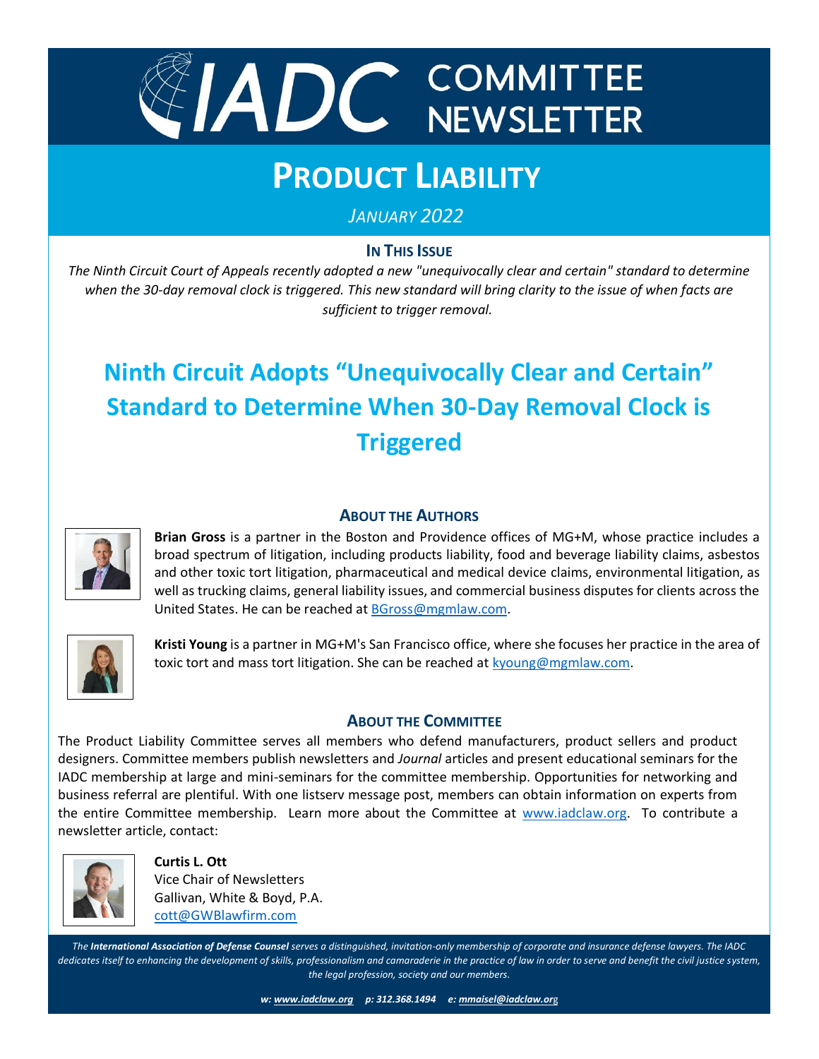# IADC COMMITTEE NEWSLETTER

# PRODUCT LIABILITY

*JANUARY 2022*

### IN THIS ISSUE

*The Ninth Circuit Court of Appeals recently adopted a new "unequivocally clear and certain" standard to determine when the 30-day removal clock is triggered. This new standard will bring clarity to the issue of when facts are sufficient to trigger removal.*

# Ninth Circuit Adopts "Unequivocally Clear and Certain" Standard to Determine When 30-Day Removal Clock is Triggered

### ABOUT THE AUTHORS

**Brian Gross** is a partner in the Boston and Providence offices of MG+M, whose practice includes a broad spectrum of litigation, including products liability, food and beverage liability claims, asbestos and other toxic tort litigation, pharmaceutical and medical device claims, environmental litigation, as well as trucking claims, general liability issues, and commercial business disputes for clients across the United States. He can be reached at BGross@mgmlaw.com.

**Kristi Young** is a partner in MG+M's San Francisco office, where she focuses her practice in the area of toxic tort and mass tort litigation. She can be reached at kyoung@mgmlaw.com.

### ABOUT THE COMMITTEE

The Product Liability Committee serves all members who defend manufacturers, product sellers and product designers. Committee members publish newsletters and *Journal* articles and present educational seminars for the IADC membership at large and mini-seminars for the committee membership. Opportunities for networking and business referral are plentiful. With one listserv message post, members can obtain information on experts from the entire Committee membership. Learn more about the Committee at www.iadclaw.org. To contribute a newsletter article, contact:

**Curtis L. Ott**
Vice Chair of Newsletters
Gallivan, White & Boyd, P.A.
cott@GWBlawfirm.com

*The **International Association of Defense Counsel** serves a distinguished, invitation-only membership of corporate and insurance defense lawyers. The IADC dedicates itself to enhancing the development of skills, professionalism and camaraderie in the practice of law in order to serve and benefit the civil justice system, the legal profession, society and our members.*

***w:** www.iadclaw.org **p:** 312.368.1494 **e:** mmaisel@iadclaw.org*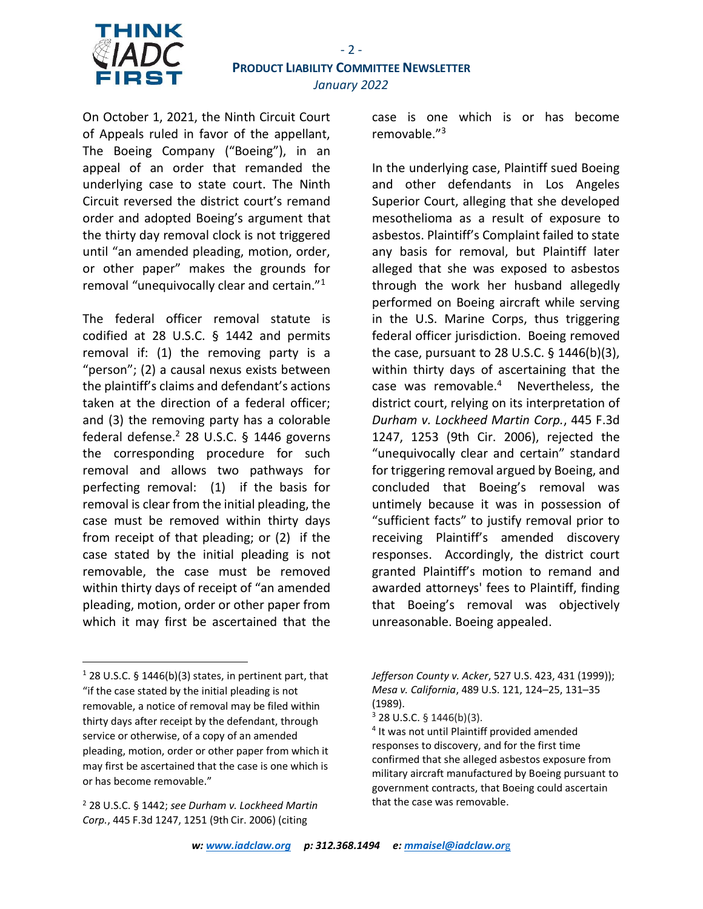On October 1, 2021, the Ninth Circuit Court of Appeals ruled in favor of the appellant, The Boeing Company ("Boeing"), in an appeal of an order that remanded the underlying case to state court. The Ninth Circuit reversed the district court's remand order and adopted Boeing's argument that the thirty day removal clock is not triggered until "an amended pleading, motion, order, or other paper" makes the grounds for removal "unequivocally clear and certain."[1]

The federal officer removal statute is codified at 28 U.S.C. § 1442 and permits removal if: (1) the removing party is a "person"; (2) a causal nexus exists between the plaintiff's claims and defendant's actions taken at the direction of a federal officer; and (3) the removing party has a colorable federal defense.[2] 28 U.S.C. § 1446 governs the corresponding procedure for such removal and allows two pathways for perfecting removal: (1) if the basis for removal is clear from the initial pleading, the case must be removed within thirty days from receipt of that pleading; or (2) if the case stated by the initial pleading is not removable, the case must be removed within thirty days of receipt of "an amended pleading, motion, order or other paper from which it may first be ascertained that the case is one which is or has become removable."[3]

In the underlying case, Plaintiff sued Boeing and other defendants in Los Angeles Superior Court, alleging that she developed mesothelioma as a result of exposure to asbestos. Plaintiff's Complaint failed to state any basis for removal, but Plaintiff later alleged that she was exposed to asbestos through the work her husband allegedly performed on Boeing aircraft while serving in the U.S. Marine Corps, thus triggering federal officer jurisdiction. Boeing removed the case, pursuant to 28 U.S.C. § 1446(b)(3), within thirty days of ascertaining that the case was removable.[4] Nevertheless, the district court, relying on its interpretation of *Durham v. Lockheed Martin Corp.*, 445 F.3d 1247, 1253 (9th Cir. 2006), rejected the "unequivocally clear and certain" standard for triggering removal argued by Boeing, and concluded that Boeing's removal was untimely because it was in possession of "sufficient facts" to justify removal prior to receiving Plaintiff's amended discovery responses. Accordingly, the district court granted Plaintiff's motion to remand and awarded attorneys' fees to Plaintiff, finding that Boeing's removal was objectively unreasonable. Boeing appealed.

---

[1] 28 U.S.C. § 1446(b)(3) states, in pertinent part, that "if the case stated by the initial pleading is not removable, a notice of removal may be filed within thirty days after receipt by the defendant, through service or otherwise, of a copy of an amended pleading, motion, order or other paper from which it may first be ascertained that the case is one which is or has become removable."

[2] 28 U.S.C. § 1442; *see Durham v. Lockheed Martin Corp.*, 445 F.3d 1247, 1251 (9th Cir. 2006) (citing *Jefferson County v. Acker*, 527 U.S. 423, 431 (1999)); *Mesa v. California*, 489 U.S. 121, 124–25, 131–35 (1989).

[3] 28 U.S.C. § 1446(b)(3).

[4] It was not until Plaintiff provided amended responses to discovery, and for the first time confirmed that she alleged asbestos exposure from military aircraft manufactured by Boeing pursuant to government contracts, that Boeing could ascertain that the case was removable.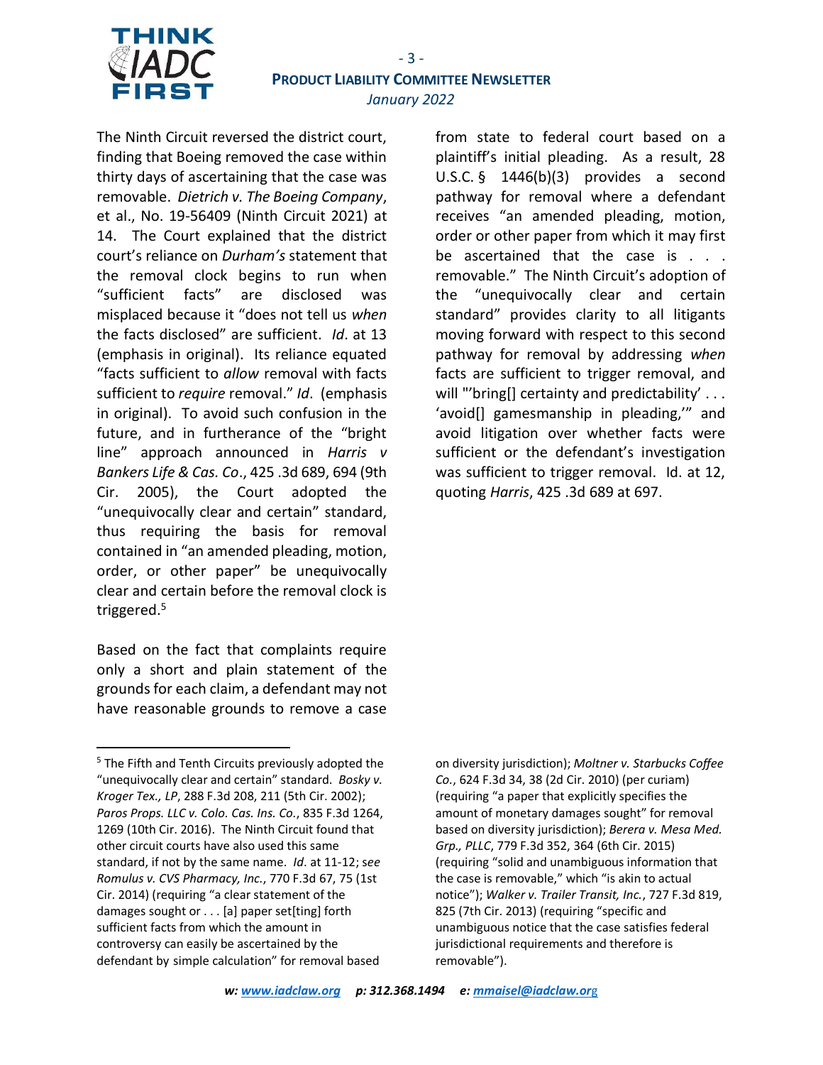The Ninth Circuit reversed the district court, finding that Boeing removed the case within thirty days of ascertaining that the case was removable. *Dietrich v. The Boeing Company*, et al., No. 19-56409 (Ninth Circuit 2021) at 14. The Court explained that the district court's reliance on *Durham's* statement that the removal clock begins to run when "sufficient facts" are disclosed was misplaced because it "does not tell us *when* the facts disclosed" are sufficient. *Id*. at 13 (emphasis in original). Its reliance equated "facts sufficient to *allow* removal with facts sufficient to *require* removal." *Id*. (emphasis in original). To avoid such confusion in the future, and in furtherance of the "bright line" approach announced in *Harris v Bankers Life & Cas. Co*., 425 .3d 689, 694 (9th Cir. 2005), the Court adopted the "unequivocally clear and certain" standard, thus requiring the basis for removal contained in "an amended pleading, motion, order, or other paper" be unequivocally clear and certain before the removal clock is triggered.[5]

Based on the fact that complaints require only a short and plain statement of the grounds for each claim, a defendant may not have reasonable grounds to remove a case from state to federal court based on a plaintiff's initial pleading. As a result, 28 U.S.C. § 1446(b)(3) provides a second pathway for removal where a defendant receives "an amended pleading, motion, order or other paper from which it may first be ascertained that the case is . . . removable." The Ninth Circuit's adoption of the "unequivocally clear and certain standard" provides clarity to all litigants moving forward with respect to this second pathway for removal by addressing *when* facts are sufficient to trigger removal, and will "'bring[] certainty and predictability' . . . 'avoid[] gamesmanship in pleading,'" and avoid litigation over whether facts were sufficient or the defendant's investigation was sufficient to trigger removal. Id. at 12, quoting *Harris*, 425 .3d 689 at 697.

---

[5] The Fifth and Tenth Circuits previously adopted the "unequivocally clear and certain" standard. *Bosky v. Kroger Tex., LP*, 288 F.3d 208, 211 (5th Cir. 2002); *Paros Props. LLC v. Colo. Cas. Ins. Co.*, 835 F.3d 1264, 1269 (10th Cir. 2016). The Ninth Circuit found that other circuit courts have also used this same standard, if not by the same name. *Id*. at 11-12; *see Romulus v. CVS Pharmacy, Inc.*, 770 F.3d 67, 75 (1st Cir. 2014) (requiring "a clear statement of the damages sought or . . . [a] paper set[ting] forth sufficient facts from which the amount in controversy can easily be ascertained by the defendant by simple calculation" for removal based on diversity jurisdiction); *Moltner v. Starbucks Coffee Co.*, 624 F.3d 34, 38 (2d Cir. 2010) (per curiam) (requiring "a paper that explicitly specifies the amount of monetary damages sought" for removal based on diversity jurisdiction); *Berera v. Mesa Med. Grp., PLLC*, 779 F.3d 352, 364 (6th Cir. 2015) (requiring "solid and unambiguous information that the case is removable," which "is akin to actual notice"); *Walker v. Trailer Transit, Inc.*, 727 F.3d 819, 825 (7th Cir. 2013) (requiring "specific and unambiguous notice that the case satisfies federal jurisdictional requirements and therefore is removable").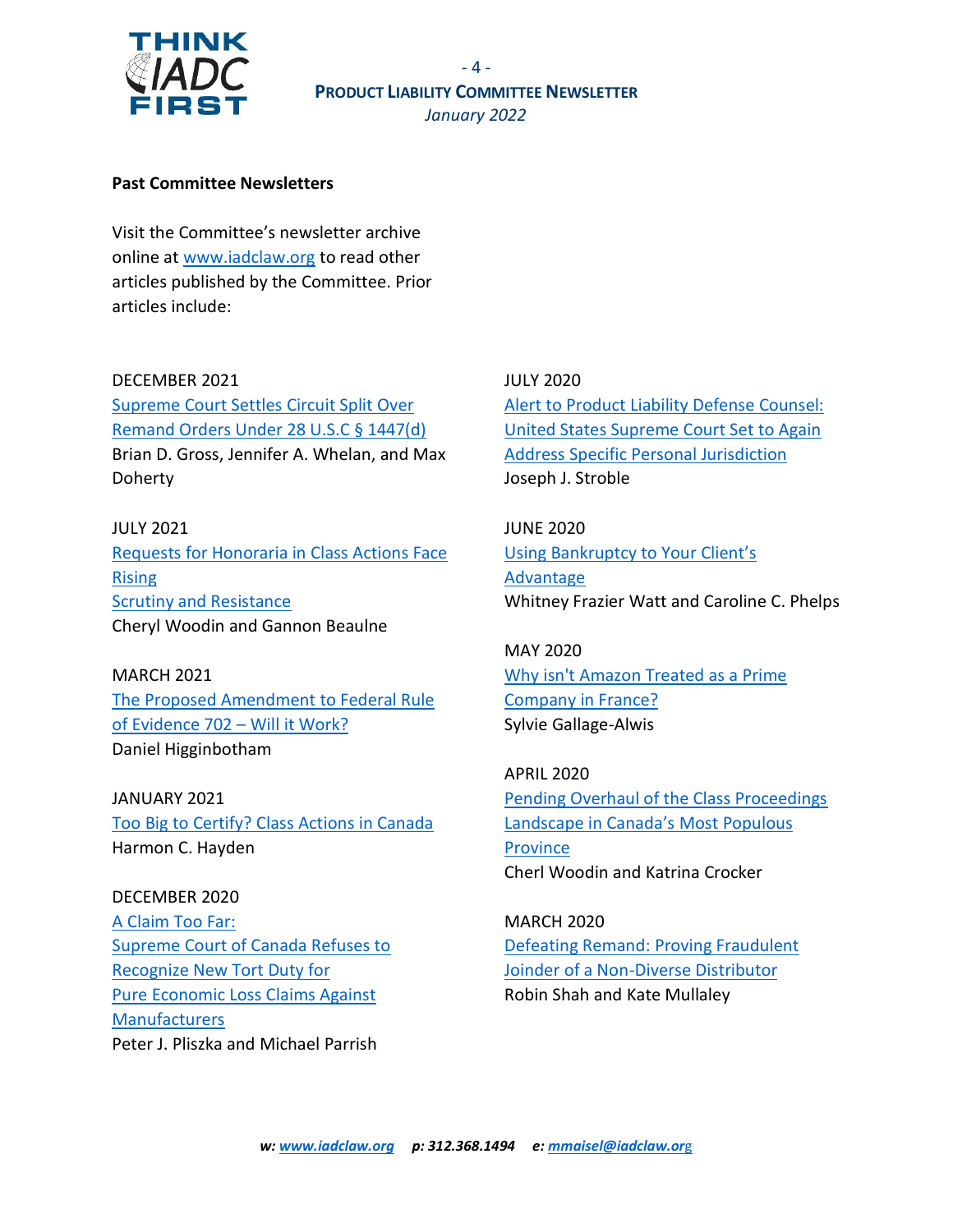**Past Committee Newsletters**

Visit the Committee's newsletter archive online at [www.iadclaw.org](www.iadclaw.org) to read other articles published by the Committee. Prior articles include:

DECEMBER 2021
Supreme Court Settles Circuit Split Over Remand Orders Under 28 U.S.C § 1447(d)
Brian D. Gross, Jennifer A. Whelan, and Max Doherty

JULY 2021
Requests for Honoraria in Class Actions Face Rising Scrutiny and Resistance
Cheryl Woodin and Gannon Beaulne

MARCH 2021
The Proposed Amendment to Federal Rule of Evidence 702 – Will it Work?
Daniel Higginbotham

JANUARY 2021
Too Big to Certify? Class Actions in Canada
Harmon C. Hayden

DECEMBER 2020
A Claim Too Far: Supreme Court of Canada Refuses to Recognize New Tort Duty for Pure Economic Loss Claims Against Manufacturers
Peter J. Pliszka and Michael Parrish

JULY 2020
Alert to Product Liability Defense Counsel: United States Supreme Court Set to Again Address Specific Personal Jurisdiction
Joseph J. Stroble

JUNE 2020
Using Bankruptcy to Your Client's Advantage
Whitney Frazier Watt and Caroline C. Phelps

MAY 2020
Why isn't Amazon Treated as a Prime Company in France?
Sylvie Gallage-Alwis

APRIL 2020
Pending Overhaul of the Class Proceedings Landscape in Canada's Most Populous Province
Cherl Woodin and Katrina Crocker

MARCH 2020
Defeating Remand: Proving Fraudulent Joinder of a Non-Diverse Distributor
Robin Shah and Kate Mullaley

***w: [www.iadclaw.org](www.iadclaw.org) p: 312.368.1494 e: [mmaisel@iadclaw.org](mailto:mmaisel@iadclaw.org)***